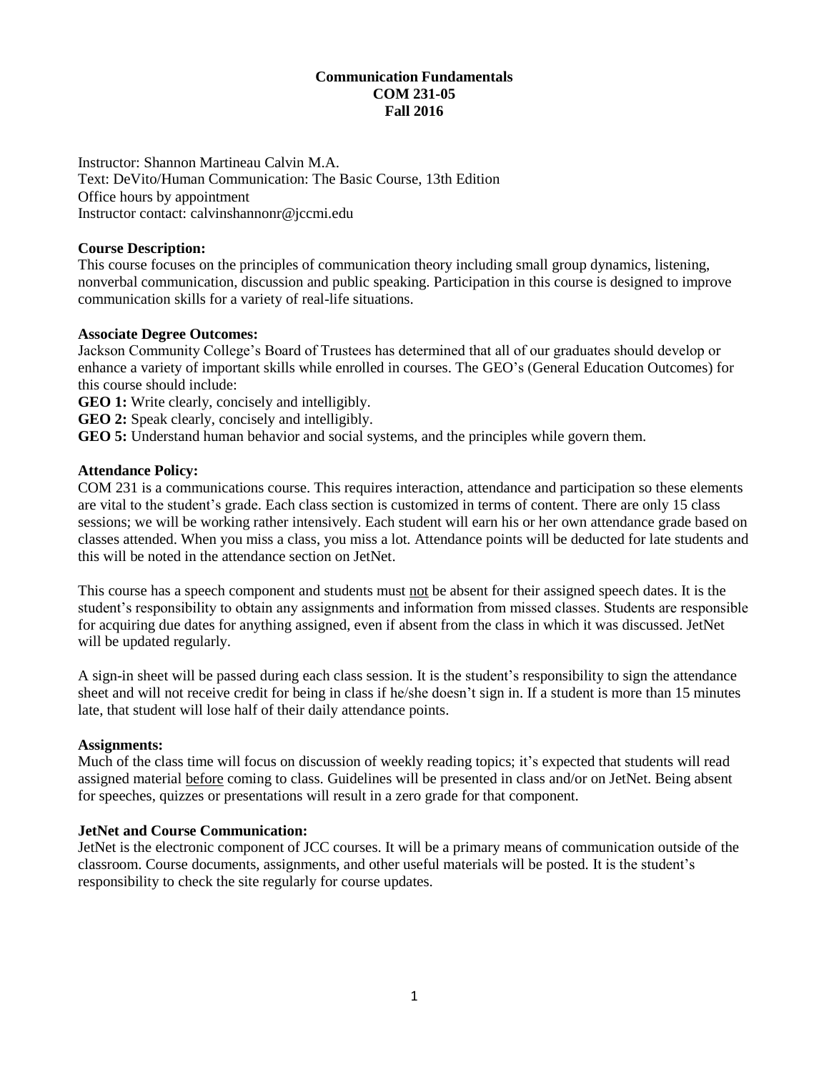# Communication Fundamentals
# COM 231-05
# Fall 2016

Instructor: Shannon Martineau Calvin M.A.
Text: DeVito/Human Communication: The Basic Course, 13th Edition
Office hours by appointment
Instructor contact: calvinshannonr@jccmi.edu

**Course Description:**
This course focuses on the principles of communication theory including small group dynamics, listening, nonverbal communication, discussion and public speaking. Participation in this course is designed to improve communication skills for a variety of real-life situations.

**Associate Degree Outcomes:**
Jackson Community College's Board of Trustees has determined that all of our graduates should develop or enhance a variety of important skills while enrolled in courses. The GEO's (General Education Outcomes) for this course should include:
**GEO 1:** Write clearly, concisely and intelligibly.
**GEO 2:** Speak clearly, concisely and intelligibly.
**GEO 5:** Understand human behavior and social systems, and the principles while govern them.

**Attendance Policy:**
COM 231 is a communications course. This requires interaction, attendance and participation so these elements are vital to the student's grade. Each class section is customized in terms of content. There are only 15 class sessions; we will be working rather intensively. Each student will earn his or her own attendance grade based on classes attended. When you miss a class, you miss a lot. Attendance points will be deducted for late students and this will be noted in the attendance section on JetNet.

This course has a speech component and students must not be absent for their assigned speech dates. It is the student's responsibility to obtain any assignments and information from missed classes. Students are responsible for acquiring due dates for anything assigned, even if absent from the class in which it was discussed. JetNet will be updated regularly.

A sign-in sheet will be passed during each class session. It is the student's responsibility to sign the attendance sheet and will not receive credit for being in class if he/she doesn't sign in. If a student is more than 15 minutes late, that student will lose half of their daily attendance points.

**Assignments:**
Much of the class time will focus on discussion of weekly reading topics; it's expected that students will read assigned material before coming to class. Guidelines will be presented in class and/or on JetNet. Being absent for speeches, quizzes or presentations will result in a zero grade for that component.

**JetNet and Course Communication:**
JetNet is the electronic component of JCC courses. It will be a primary means of communication outside of the classroom. Course documents, assignments, and other useful materials will be posted. It is the student's responsibility to check the site regularly for course updates.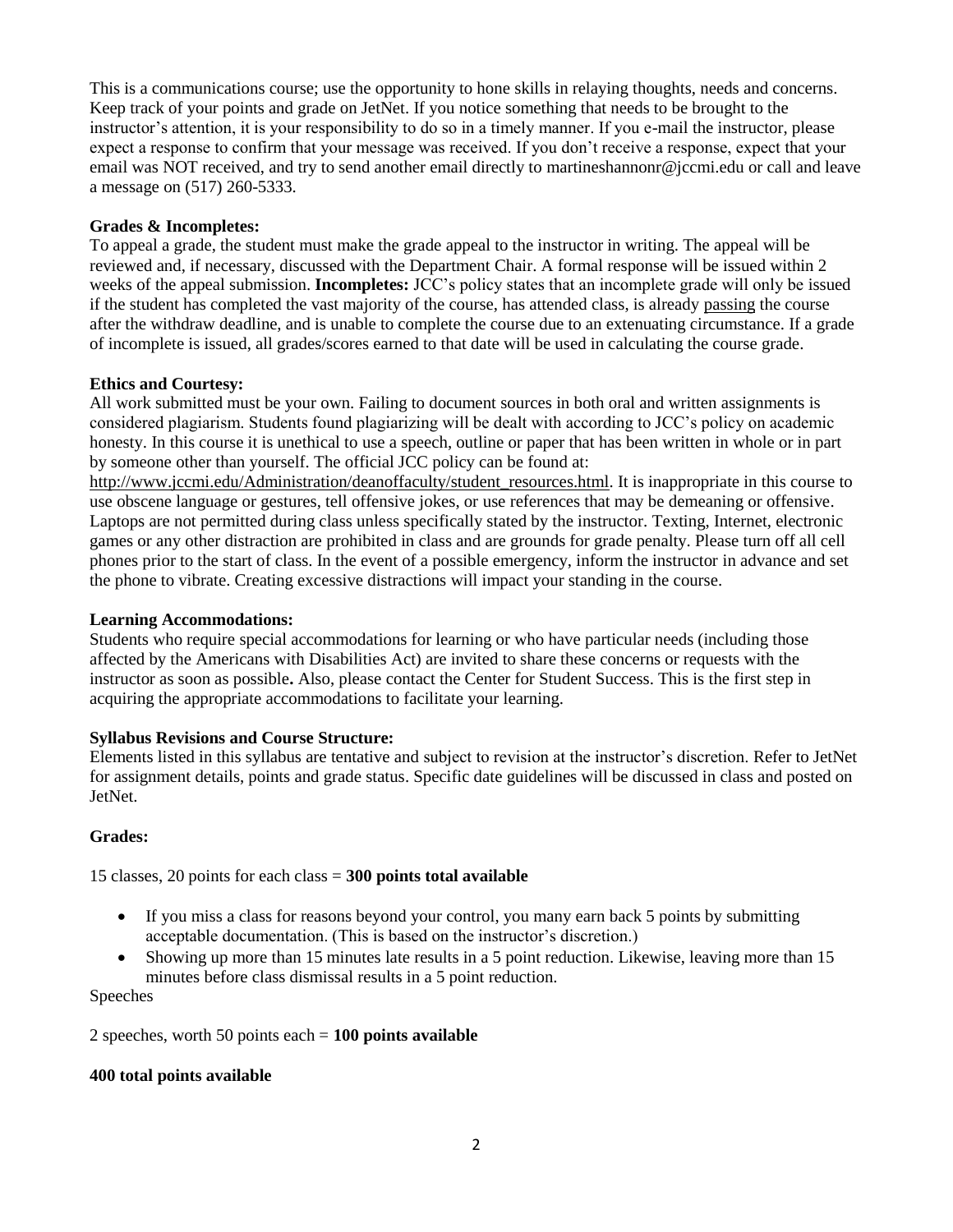This is a communications course; use the opportunity to hone skills in relaying thoughts, needs and concerns. Keep track of your points and grade on JetNet. If you notice something that needs to be brought to the instructor's attention, it is your responsibility to do so in a timely manner. If you e-mail the instructor, please expect a response to confirm that your message was received. If you don't receive a response, expect that your email was NOT received, and try to send another email directly to martineshannonr@jccmi.edu or call and leave a message on (517) 260-5333.

**Grades & Incompletes:**
To appeal a grade, the student must make the grade appeal to the instructor in writing. The appeal will be reviewed and, if necessary, discussed with the Department Chair. A formal response will be issued within 2 weeks of the appeal submission. **Incompletes:** JCC's policy states that an incomplete grade will only be issued if the student has completed the vast majority of the course, has attended class, is already passing the course after the withdraw deadline, and is unable to complete the course due to an extenuating circumstance. If a grade of incomplete is issued, all grades/scores earned to that date will be used in calculating the course grade.

**Ethics and Courtesy:**
All work submitted must be your own. Failing to document sources in both oral and written assignments is considered plagiarism. Students found plagiarizing will be dealt with according to JCC's policy on academic honesty. In this course it is unethical to use a speech, outline or paper that has been written in whole or in part by someone other than yourself. The official JCC policy can be found at: http://www.jccmi.edu/Administration/deanoffaculty/student_resources.html. It is inappropriate in this course to use obscene language or gestures, tell offensive jokes, or use references that may be demeaning or offensive. Laptops are not permitted during class unless specifically stated by the instructor. Texting, Internet, electronic games or any other distraction are prohibited in class and are grounds for grade penalty. Please turn off all cell phones prior to the start of class. In the event of a possible emergency, inform the instructor in advance and set the phone to vibrate. Creating excessive distractions will impact your standing in the course.

**Learning Accommodations:**
Students who require special accommodations for learning or who have particular needs (including those affected by the Americans with Disabilities Act) are invited to share these concerns or requests with the instructor as soon as possible**.** Also, please contact the Center for Student Success. This is the first step in acquiring the appropriate accommodations to facilitate your learning.

**Syllabus Revisions and Course Structure:**
Elements listed in this syllabus are tentative and subject to revision at the instructor's discretion. Refer to JetNet for assignment details, points and grade status. Specific date guidelines will be discussed in class and posted on JetNet.

**Grades:**

15 classes, 20 points for each class = **300 points total available**

- If you miss a class for reasons beyond your control, you many earn back 5 points by submitting acceptable documentation. (This is based on the instructor's discretion.)
- Showing up more than 15 minutes late results in a 5 point reduction. Likewise, leaving more than 15 minutes before class dismissal results in a 5 point reduction.

Speeches

2 speeches, worth 50 points each = **100 points available**

**400 total points available**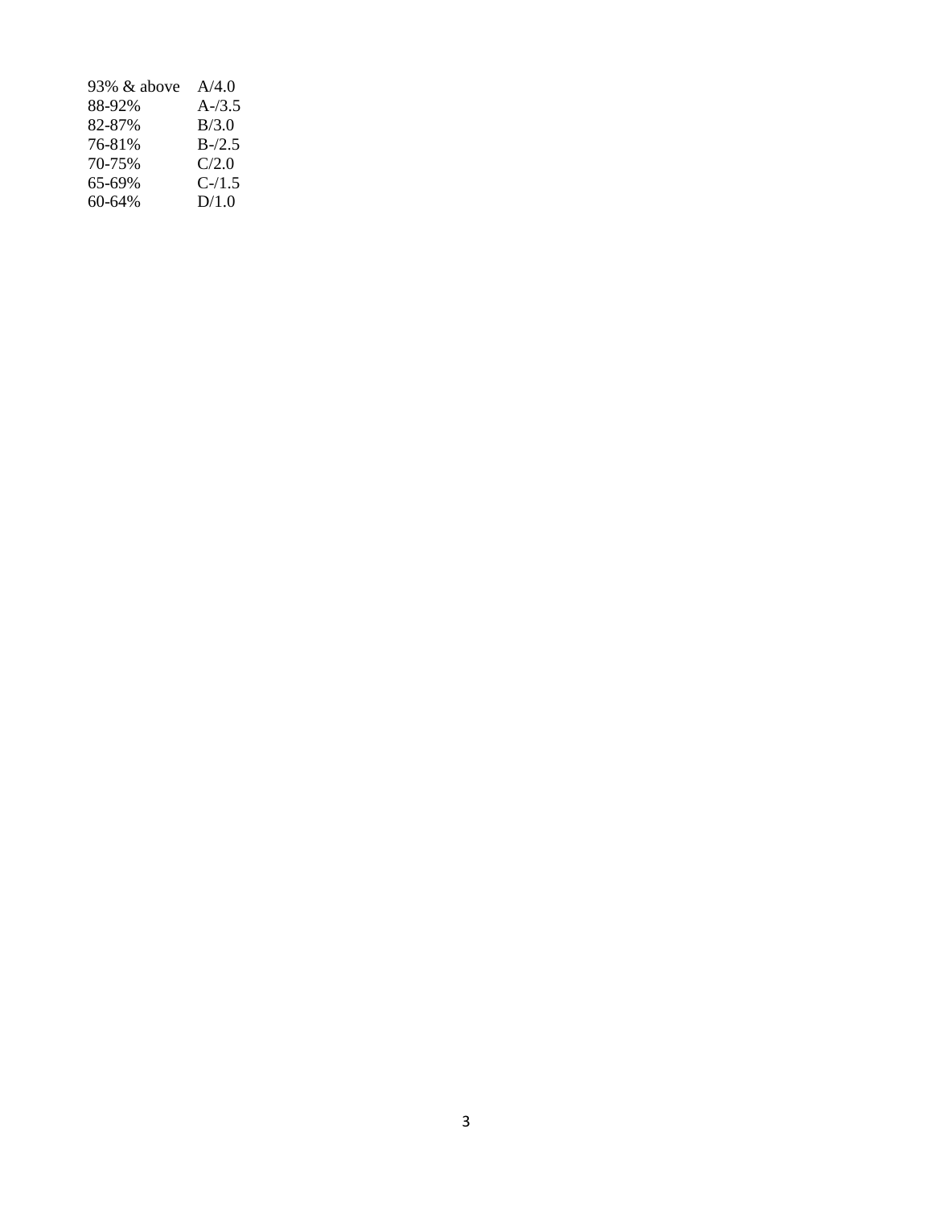| | |
|---|---|
| 93% & above | A/4.0 |
| 88-92% | A-/3.5 |
| 82-87% | B/3.0 |
| 76-81% | B-/2.5 |
| 70-75% | C/2.0 |
| 65-69% | C-/1.5 |
| 60-64% | D/1.0 |